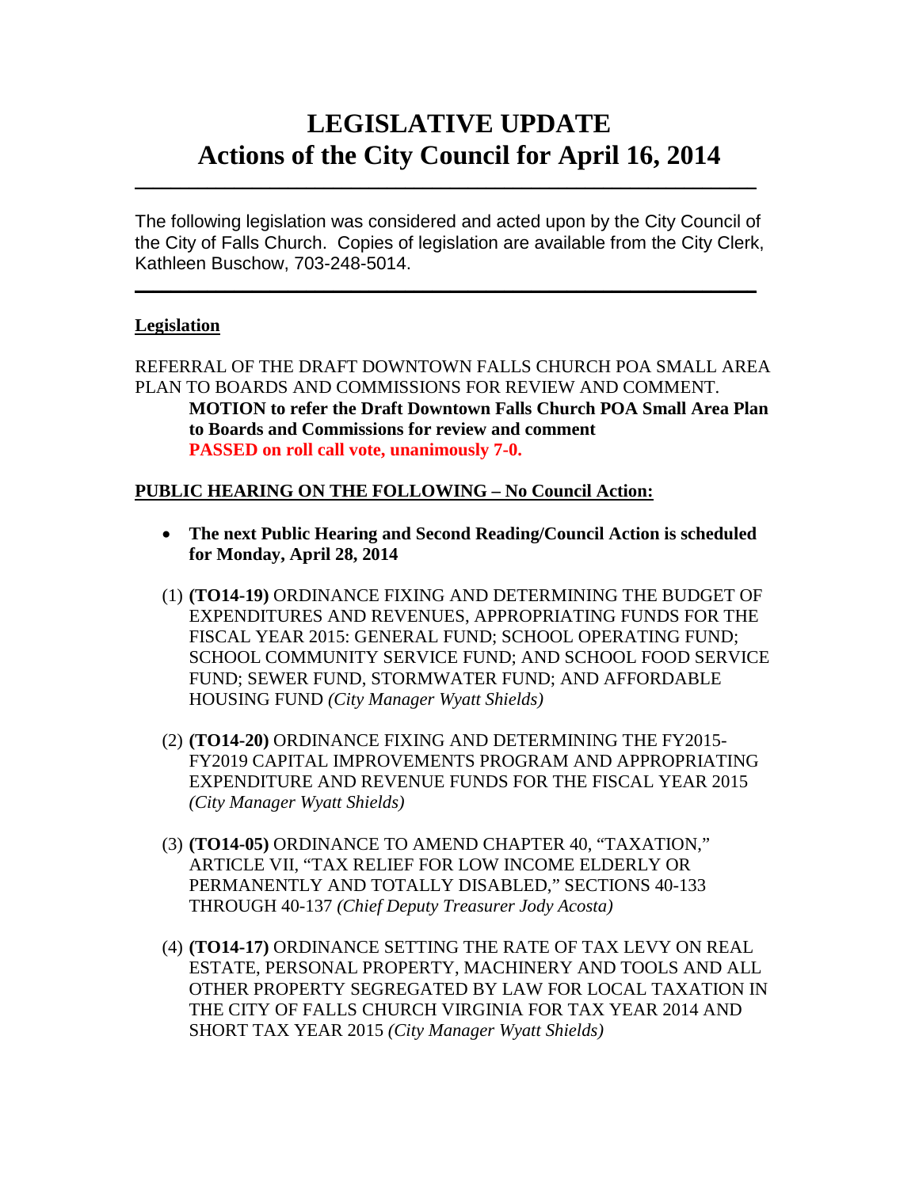# LEGISLATIVE UPDATE
# Actions of the City Council for April 16, 2014

---

The following legislation was considered and acted upon by the City Council of the City of Falls Church. Copies of legislation are available from the City Clerk, Kathleen Buschow, 703-248-5014.

---

**Legislation**

REFERRAL OF THE DRAFT DOWNTOWN FALLS CHURCH POA SMALL AREA PLAN TO BOARDS AND COMMISSIONS FOR REVIEW AND COMMENT.

**MOTION to refer the Draft Downtown Falls Church POA Small Area Plan to Boards and Commissions for review and comment**
**PASSED on roll call vote, unanimously 7-0.**

**PUBLIC HEARING ON THE FOLLOWING – No Council Action:**

- **The next Public Hearing and Second Reading/Council Action is scheduled for Monday, April 28, 2014**

(1) **(TO14-19)** ORDINANCE FIXING AND DETERMINING THE BUDGET OF EXPENDITURES AND REVENUES, APPROPRIATING FUNDS FOR THE FISCAL YEAR 2015: GENERAL FUND; SCHOOL OPERATING FUND; SCHOOL COMMUNITY SERVICE FUND; AND SCHOOL FOOD SERVICE FUND; SEWER FUND, STORMWATER FUND; AND AFFORDABLE HOUSING FUND *(City Manager Wyatt Shields)*

(2) **(TO14-20)** ORDINANCE FIXING AND DETERMINING THE FY2015-FY2019 CAPITAL IMPROVEMENTS PROGRAM AND APPROPRIATING EXPENDITURE AND REVENUE FUNDS FOR THE FISCAL YEAR 2015 *(City Manager Wyatt Shields)*

(3) **(TO14-05)** ORDINANCE TO AMEND CHAPTER 40, "TAXATION," ARTICLE VII, "TAX RELIEF FOR LOW INCOME ELDERLY OR PERMANENTLY AND TOTALLY DISABLED," SECTIONS 40-133 THROUGH 40-137 *(Chief Deputy Treasurer Jody Acosta)*

(4) **(TO14-17)** ORDINANCE SETTING THE RATE OF TAX LEVY ON REAL ESTATE, PERSONAL PROPERTY, MACHINERY AND TOOLS AND ALL OTHER PROPERTY SEGREGATED BY LAW FOR LOCAL TAXATION IN THE CITY OF FALLS CHURCH VIRGINIA FOR TAX YEAR 2014 AND SHORT TAX YEAR 2015 *(City Manager Wyatt Shields)*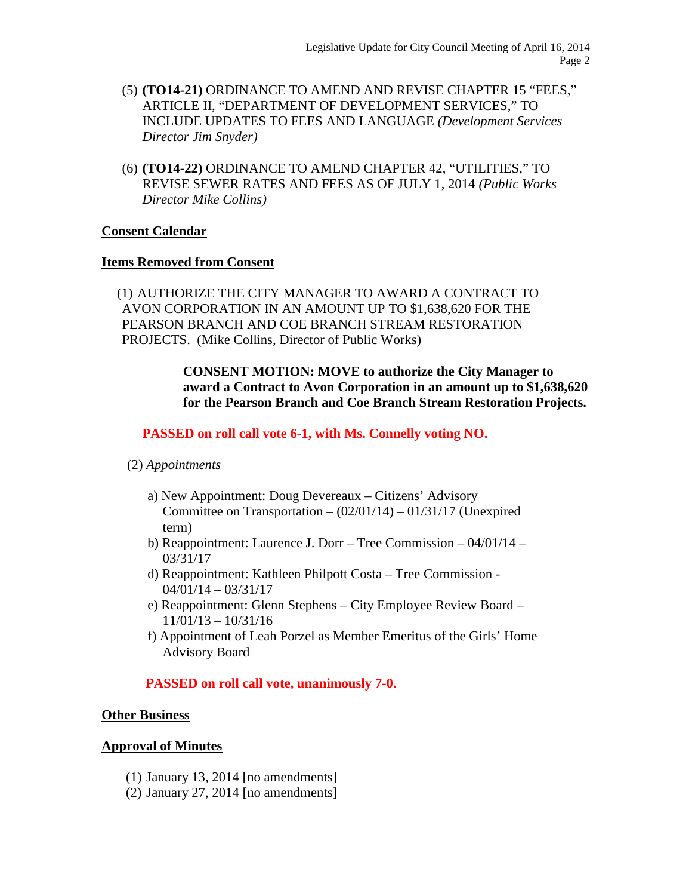(5) **(TO14-21)** ORDINANCE TO AMEND AND REVISE CHAPTER 15 "FEES," ARTICLE II, "DEPARTMENT OF DEVELOPMENT SERVICES," TO INCLUDE UPDATES TO FEES AND LANGUAGE *(Development Services Director Jim Snyder)*

(6) **(TO14-22)** ORDINANCE TO AMEND CHAPTER 42, "UTILITIES," TO REVISE SEWER RATES AND FEES AS OF JULY 1, 2014 *(Public Works Director Mike Collins)*

**Consent Calendar**

**Items Removed from Consent**

(1) AUTHORIZE THE CITY MANAGER TO AWARD A CONTRACT TO AVON CORPORATION IN AN AMOUNT UP TO $1,638,620 FOR THE PEARSON BRANCH AND COE BRANCH STREAM RESTORATION PROJECTS. (Mike Collins, Director of Public Works)

> **CONSENT MOTION: MOVE to authorize the City Manager to award a Contract to Avon Corporation in an amount up to $1,638,620 for the Pearson Branch and Coe Branch Stream Restoration Projects.**

**PASSED on roll call vote 6-1, with Ms. Connelly voting NO.**

(2) *Appointments*

a) New Appointment: Doug Devereaux – Citizens' Advisory Committee on Transportation – (02/01/14) – 01/31/17 (Unexpired term)

b) Reappointment: Laurence J. Dorr – Tree Commission – 04/01/14 – 03/31/17

d) Reappointment: Kathleen Philpott Costa – Tree Commission - 04/01/14 – 03/31/17

e) Reappointment: Glenn Stephens – City Employee Review Board – 11/01/13 – 10/31/16

f) Appointment of Leah Porzel as Member Emeritus of the Girls' Home Advisory Board

**PASSED on roll call vote, unanimously 7-0.**

**Other Business**

**Approval of Minutes**

(1) January 13, 2014 [no amendments]
(2) January 27, 2014 [no amendments]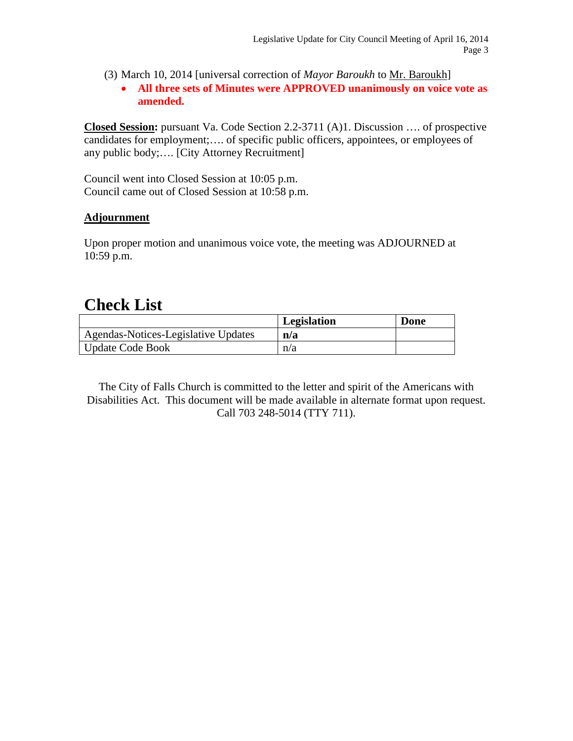(3) March 10, 2014 [universal correction of *Mayor Baroukh* to Mr. Baroukh]

- **All three sets of Minutes were APPROVED unanimously on voice vote as amended.**

**Closed Session:** pursuant Va. Code Section 2.2-3711 (A)1. Discussion …. of prospective candidates for employment;…. of specific public officers, appointees, or employees of any public body;…. [City Attorney Recruitment]

Council went into Closed Session at 10:05 p.m.
Council came out of Closed Session at 10:58 p.m.

**Adjournment**

Upon proper motion and unanimous voice vote, the meeting was ADJOURNED at 10:59 p.m.

# Check List

| | Legislation | Done |
|---|---|---|
| Agendas-Notices-Legislative Updates | **n/a** | |
| Update Code Book | n/a | |

The City of Falls Church is committed to the letter and spirit of the Americans with Disabilities Act. This document will be made available in alternate format upon request. Call 703 248-5014 (TTY 711).